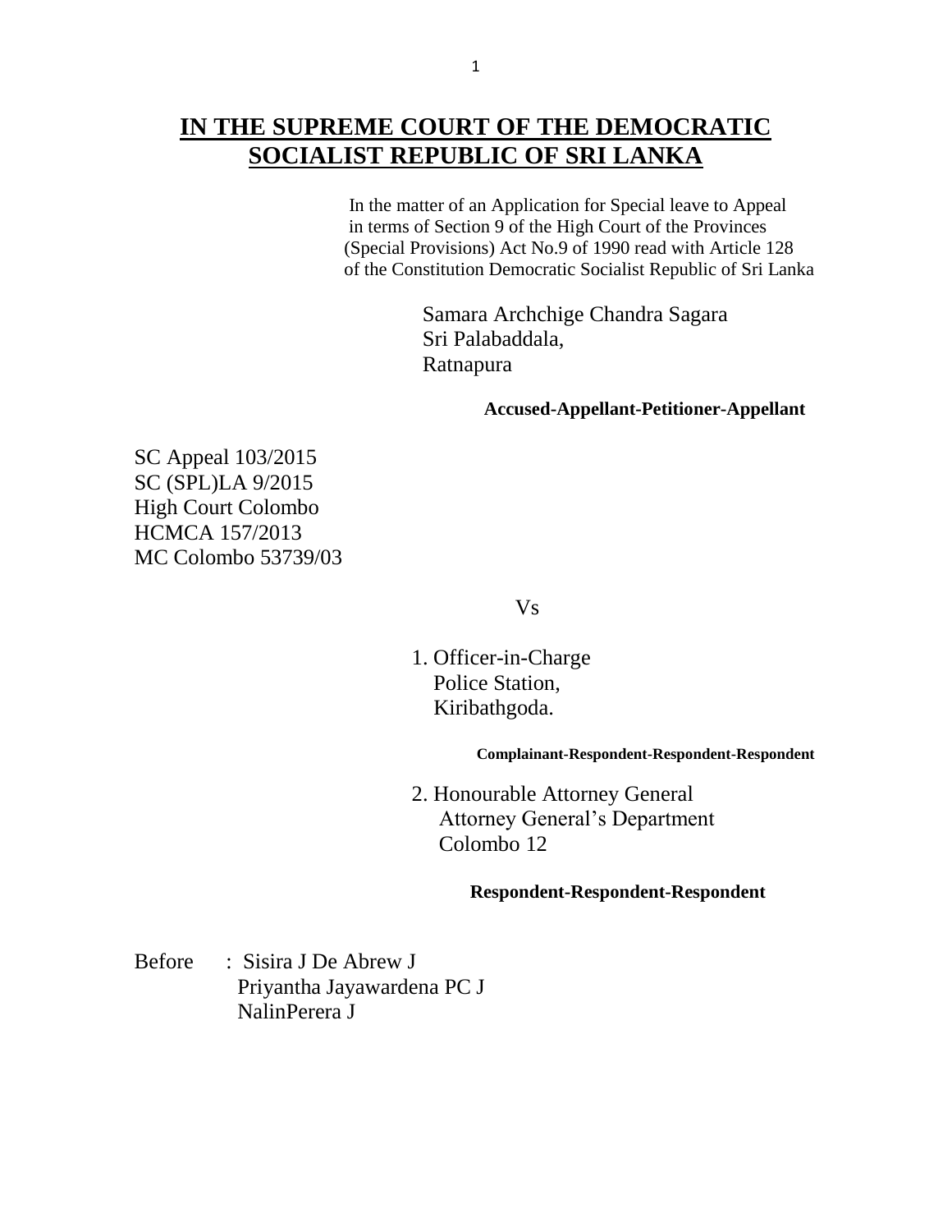# IN THE SUPREME COURT OF THE DEMOCRATIC SOCIALIST REPUBLIC OF SRI LANKA

In the matter of an Application for Special leave to Appeal in terms of Section 9 of the High Court of the Provinces (Special Provisions) Act No.9 of 1990 read with Article 128 of the Constitution Democratic Socialist Republic of Sri Lanka

Samara Archchige Chandra Sagara
Sri Palabaddala,
Ratnapura

**Accused-Appellant-Petitioner-Appellant**

SC Appeal 103/2015
SC (SPL)LA 9/2015
High Court Colombo
HCMCA 157/2013
MC Colombo 53739/03

Vs

1. Officer-in-Charge
   Police Station,
   Kiribathgoda.

**Complainant-Respondent-Respondent-Respondent**

2. Honourable Attorney General
   Attorney General's Department
   Colombo 12

**Respondent-Respondent-Respondent**

Before : Sisira J De Abrew J
Priyantha Jayawardena PC J
NalinPerera J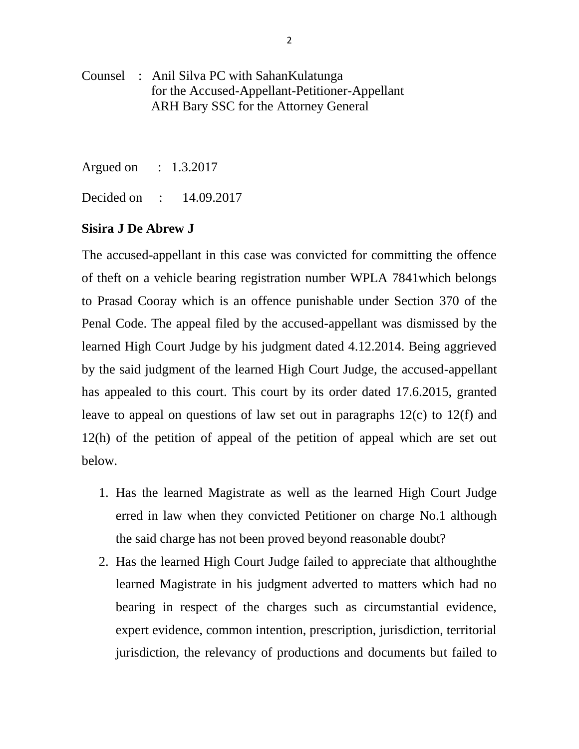Counsel : Anil Silva PC with SahanKulatunga
for the Accused-Appellant-Petitioner-Appellant
ARH Bary SSC for the Attorney General

Argued on : 1.3.2017

Decided on : 14.09.2017

**Sisira J De Abrew J**

The accused-appellant in this case was convicted for committing the offence of theft on a vehicle bearing registration number WPLA 7841which belongs to Prasad Cooray which is an offence punishable under Section 370 of the Penal Code. The appeal filed by the accused-appellant was dismissed by the learned High Court Judge by his judgment dated 4.12.2014. Being aggrieved by the said judgment of the learned High Court Judge, the accused-appellant has appealed to this court. This court by its order dated 17.6.2015, granted leave to appeal on questions of law set out in paragraphs 12(c) to 12(f) and 12(h) of the petition of appeal of the petition of appeal which are set out below.

1. Has the learned Magistrate as well as the learned High Court Judge erred in law when they convicted Petitioner on charge No.1 although the said charge has not been proved beyond reasonable doubt?
2. Has the learned High Court Judge failed to appreciate that althoughthe learned Magistrate in his judgment adverted to matters which had no bearing in respect of the charges such as circumstantial evidence, expert evidence, common intention, prescription, jurisdiction, territorial jurisdiction, the relevancy of productions and documents but failed to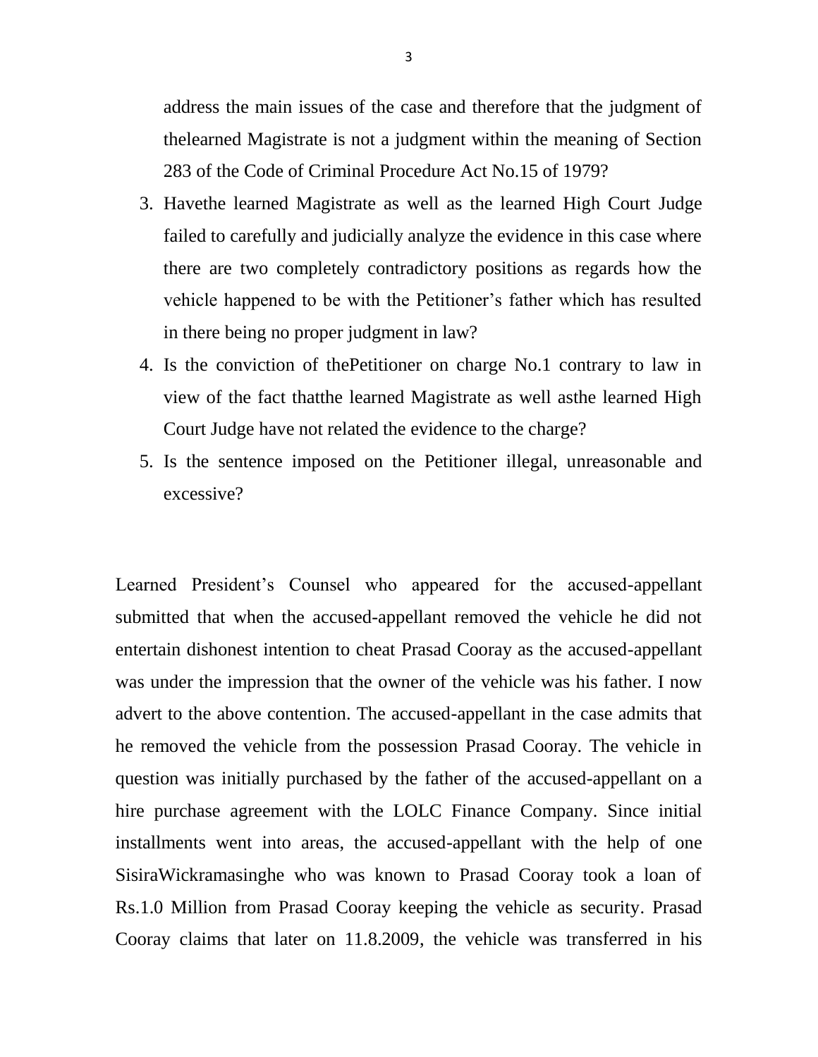address the main issues of the case and therefore that the judgment of thelearned Magistrate is not a judgment within the meaning of Section 283 of the Code of Criminal Procedure Act No.15 of 1979?

3. Havethe learned Magistrate as well as the learned High Court Judge failed to carefully and judicially analyze the evidence in this case where there are two completely contradictory positions as regards how the vehicle happened to be with the Petitioner's father which has resulted in there being no proper judgment in law?
4. Is the conviction of thePetitioner on charge No.1 contrary to law in view of the fact thatthe learned Magistrate as well asthe learned High Court Judge have not related the evidence to the charge?
5. Is the sentence imposed on the Petitioner illegal, unreasonable and excessive?

Learned President's Counsel who appeared for the accused-appellant submitted that when the accused-appellant removed the vehicle he did not entertain dishonest intention to cheat Prasad Cooray as the accused-appellant was under the impression that the owner of the vehicle was his father. I now advert to the above contention. The accused-appellant in the case admits that he removed the vehicle from the possession Prasad Cooray. The vehicle in question was initially purchased by the father of the accused-appellant on a hire purchase agreement with the LOLC Finance Company. Since initial installments went into areas, the accused-appellant with the help of one SisiraWickramasinghe who was known to Prasad Cooray took a loan of Rs.1.0 Million from Prasad Cooray keeping the vehicle as security. Prasad Cooray claims that later on 11.8.2009, the vehicle was transferred in his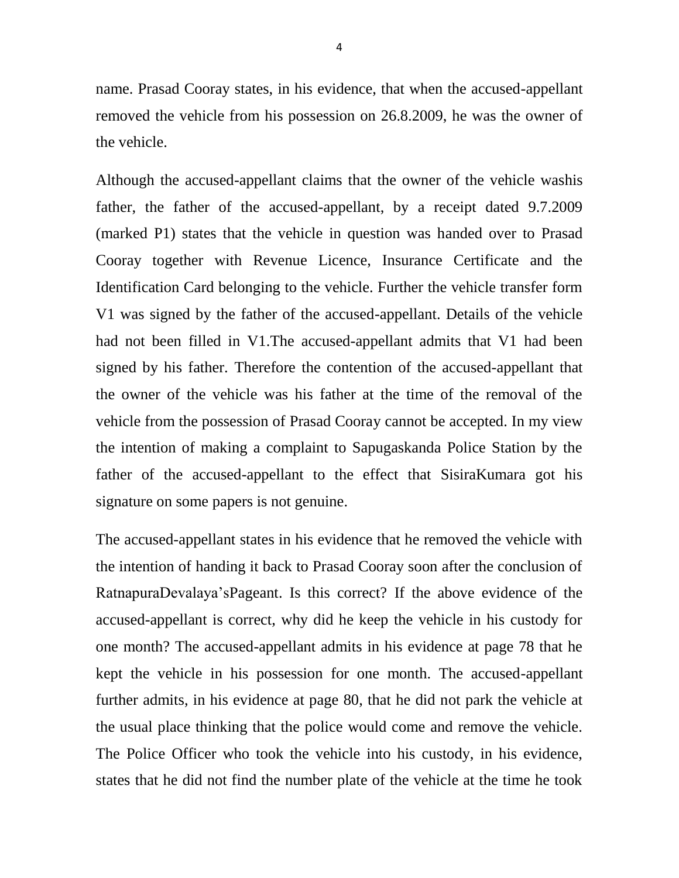name. Prasad Cooray states, in his evidence, that when the accused-appellant removed the vehicle from his possession on 26.8.2009, he was the owner of the vehicle.

Although the accused-appellant claims that the owner of the vehicle washis father, the father of the accused-appellant, by a receipt dated 9.7.2009 (marked P1) states that the vehicle in question was handed over to Prasad Cooray together with Revenue Licence, Insurance Certificate and the Identification Card belonging to the vehicle. Further the vehicle transfer form V1 was signed by the father of the accused-appellant. Details of the vehicle had not been filled in V1.The accused-appellant admits that V1 had been signed by his father. Therefore the contention of the accused-appellant that the owner of the vehicle was his father at the time of the removal of the vehicle from the possession of Prasad Cooray cannot be accepted. In my view the intention of making a complaint to Sapugaskanda Police Station by the father of the accused-appellant to the effect that SisiraKumara got his signature on some papers is not genuine.

The accused-appellant states in his evidence that he removed the vehicle with the intention of handing it back to Prasad Cooray soon after the conclusion of RatnapuraDevalaya'sPageant. Is this correct? If the above evidence of the accused-appellant is correct, why did he keep the vehicle in his custody for one month? The accused-appellant admits in his evidence at page 78 that he kept the vehicle in his possession for one month. The accused-appellant further admits, in his evidence at page 80, that he did not park the vehicle at the usual place thinking that the police would come and remove the vehicle. The Police Officer who took the vehicle into his custody, in his evidence, states that he did not find the number plate of the vehicle at the time he took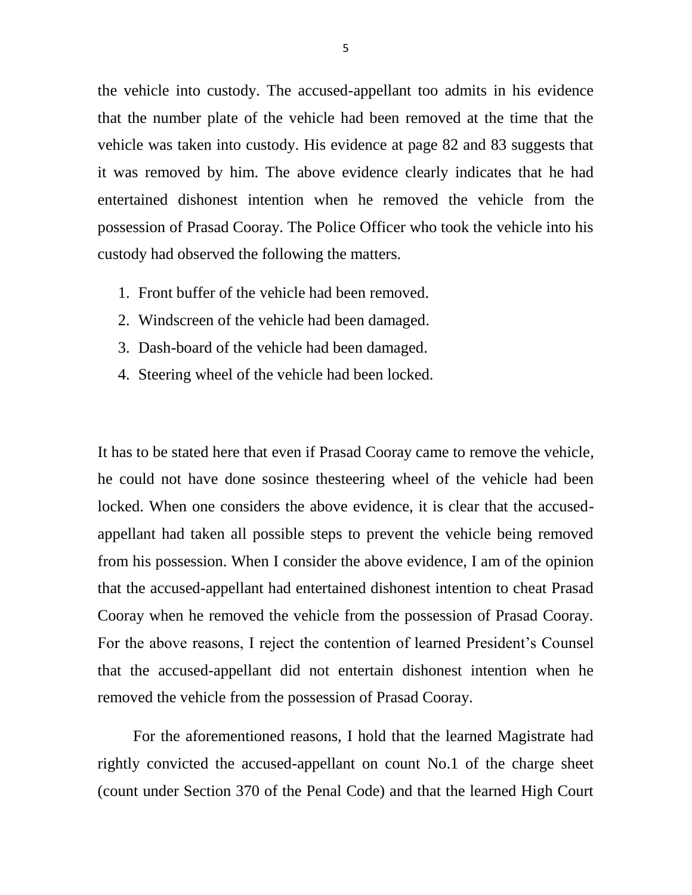the vehicle into custody. The accused-appellant too admits in his evidence that the number plate of the vehicle had been removed at the time that the vehicle was taken into custody. His evidence at page 82 and 83 suggests that it was removed by him. The above evidence clearly indicates that he had entertained dishonest intention when he removed the vehicle from the possession of Prasad Cooray. The Police Officer who took the vehicle into his custody had observed the following the matters.

1. Front buffer of the vehicle had been removed.
2. Windscreen of the vehicle had been damaged.
3. Dash-board of the vehicle had been damaged.
4. Steering wheel of the vehicle had been locked.

It has to be stated here that even if Prasad Cooray came to remove the vehicle, he could not have done sosince thesteering wheel of the vehicle had been locked. When one considers the above evidence, it is clear that the accused-appellant had taken all possible steps to prevent the vehicle being removed from his possession. When I consider the above evidence, I am of the opinion that the accused-appellant had entertained dishonest intention to cheat Prasad Cooray when he removed the vehicle from the possession of Prasad Cooray. For the above reasons, I reject the contention of learned President's Counsel that the accused-appellant did not entertain dishonest intention when he removed the vehicle from the possession of Prasad Cooray.

For the aforementioned reasons, I hold that the learned Magistrate had rightly convicted the accused-appellant on count No.1 of the charge sheet (count under Section 370 of the Penal Code) and that the learned High Court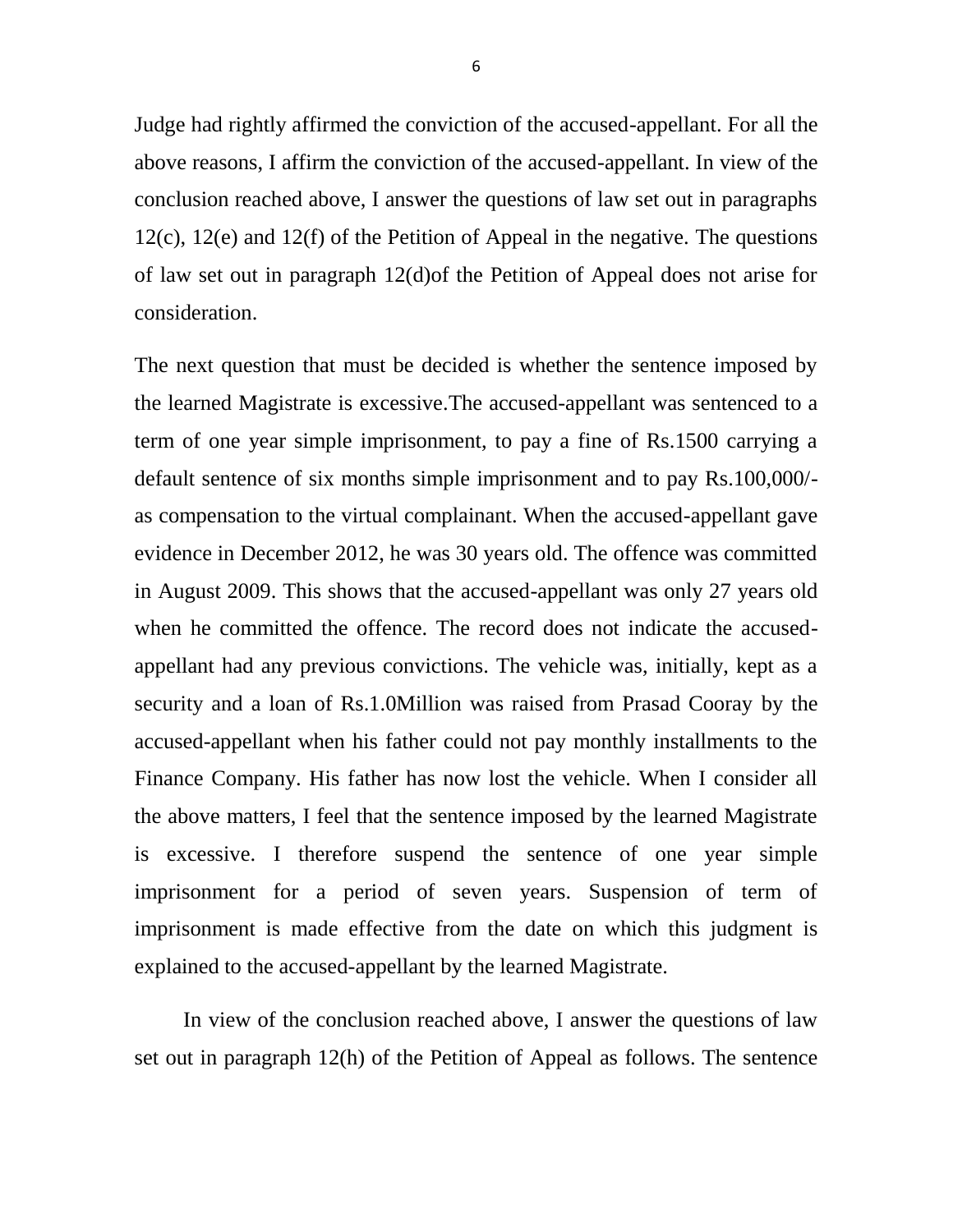Judge had rightly affirmed the conviction of the accused-appellant. For all the above reasons, I affirm the conviction of the accused-appellant. In view of the conclusion reached above, I answer the questions of law set out in paragraphs 12(c), 12(e) and 12(f) of the Petition of Appeal in the negative. The questions of law set out in paragraph 12(d)of the Petition of Appeal does not arise for consideration.

The next question that must be decided is whether the sentence imposed by the learned Magistrate is excessive.The accused-appellant was sentenced to a term of one year simple imprisonment, to pay a fine of Rs.1500 carrying a default sentence of six months simple imprisonment and to pay Rs.100,000/- as compensation to the virtual complainant. When the accused-appellant gave evidence in December 2012, he was 30 years old. The offence was committed in August 2009. This shows that the accused-appellant was only 27 years old when he committed the offence. The record does not indicate the accused-appellant had any previous convictions. The vehicle was, initially, kept as a security and a loan of Rs.1.0Million was raised from Prasad Cooray by the accused-appellant when his father could not pay monthly installments to the Finance Company. His father has now lost the vehicle. When I consider all the above matters, I feel that the sentence imposed by the learned Magistrate is excessive. I therefore suspend the sentence of one year simple imprisonment for a period of seven years. Suspension of term of imprisonment is made effective from the date on which this judgment is explained to the accused-appellant by the learned Magistrate.

In view of the conclusion reached above, I answer the questions of law set out in paragraph 12(h) of the Petition of Appeal as follows. The sentence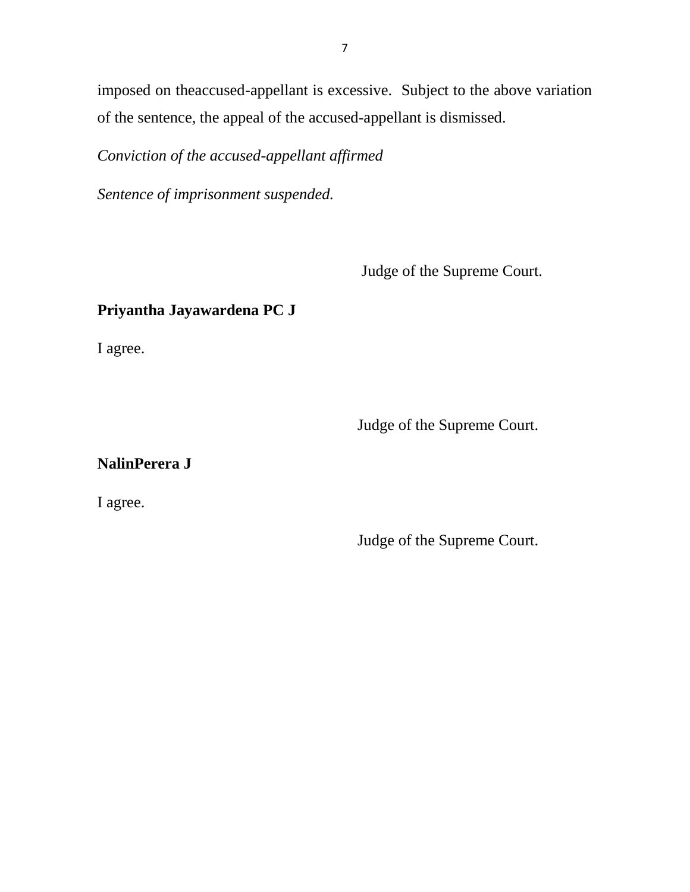imposed on theaccused-appellant is excessive. Subject to the above variation of the sentence, the appeal of the accused-appellant is dismissed.

*Conviction of the accused-appellant affirmed*

*Sentence of imprisonment suspended.*

Judge of the Supreme Court.

**Priyantha Jayawardena PC J**

I agree.

Judge of the Supreme Court.

**NalinPerera J**

I agree.

Judge of the Supreme Court.